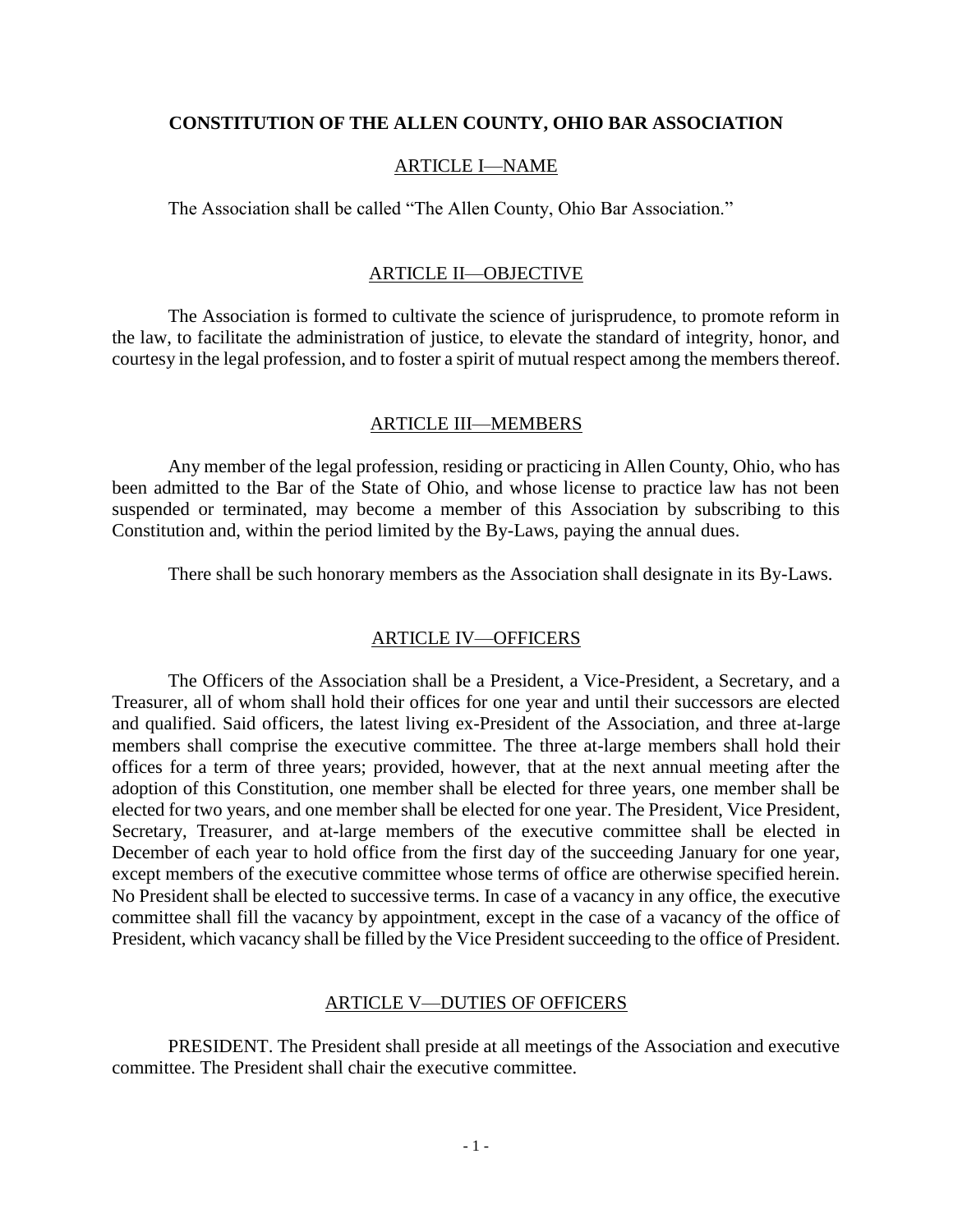# CONSTITUTION OF THE ALLEN COUNTY, OHIO BAR ASSOCIATION

## ARTICLE I—NAME

The Association shall be called "The Allen County, Ohio Bar Association."

## ARTICLE II—OBJECTIVE

The Association is formed to cultivate the science of jurisprudence, to promote reform in the law, to facilitate the administration of justice, to elevate the standard of integrity, honor, and courtesy in the legal profession, and to foster a spirit of mutual respect among the members thereof.

## ARTICLE III—MEMBERS

Any member of the legal profession, residing or practicing in Allen County, Ohio, who has been admitted to the Bar of the State of Ohio, and whose license to practice law has not been suspended or terminated, may become a member of this Association by subscribing to this Constitution and, within the period limited by the By-Laws, paying the annual dues.

There shall be such honorary members as the Association shall designate in its By-Laws.

## ARTICLE IV—OFFICERS

The Officers of the Association shall be a President, a Vice-President, a Secretary, and a Treasurer, all of whom shall hold their offices for one year and until their successors are elected and qualified. Said officers, the latest living ex-President of the Association, and three at-large members shall comprise the executive committee. The three at-large members shall hold their offices for a term of three years; provided, however, that at the next annual meeting after the adoption of this Constitution, one member shall be elected for three years, one member shall be elected for two years, and one member shall be elected for one year. The President, Vice President, Secretary, Treasurer, and at-large members of the executive committee shall be elected in December of each year to hold office from the first day of the succeeding January for one year, except members of the executive committee whose terms of office are otherwise specified herein. No President shall be elected to successive terms. In case of a vacancy in any office, the executive committee shall fill the vacancy by appointment, except in the case of a vacancy of the office of President, which vacancy shall be filled by the Vice President succeeding to the office of President.

## ARTICLE V—DUTIES OF OFFICERS

PRESIDENT. The President shall preside at all meetings of the Association and executive committee. The President shall chair the executive committee.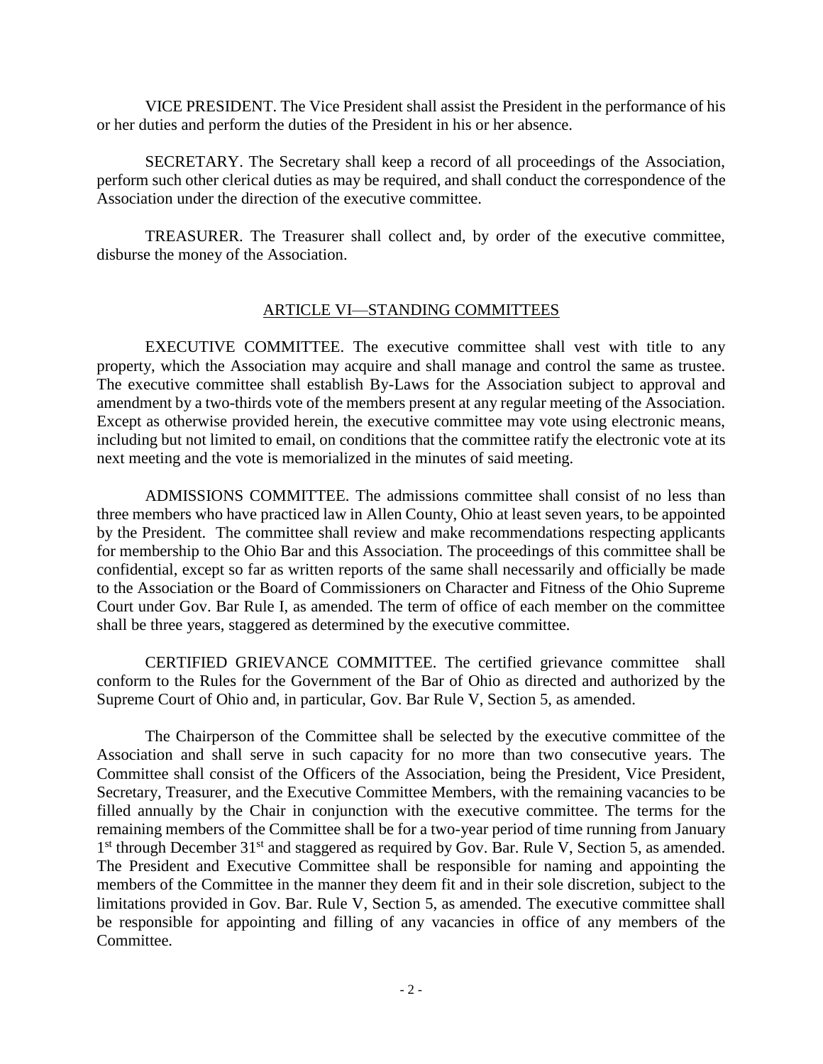VICE PRESIDENT. The Vice President shall assist the President in the performance of his or her duties and perform the duties of the President in his or her absence.

SECRETARY. The Secretary shall keep a record of all proceedings of the Association, perform such other clerical duties as may be required, and shall conduct the correspondence of the Association under the direction of the executive committee.

TREASURER. The Treasurer shall collect and, by order of the executive committee, disburse the money of the Association.

## ARTICLE VI—STANDING COMMITTEES

EXECUTIVE COMMITTEE. The executive committee shall vest with title to any property, which the Association may acquire and shall manage and control the same as trustee. The executive committee shall establish By-Laws for the Association subject to approval and amendment by a two-thirds vote of the members present at any regular meeting of the Association. Except as otherwise provided herein, the executive committee may vote using electronic means, including but not limited to email, on conditions that the committee ratify the electronic vote at its next meeting and the vote is memorialized in the minutes of said meeting.

ADMISSIONS COMMITTEE. The admissions committee shall consist of no less than three members who have practiced law in Allen County, Ohio at least seven years, to be appointed by the President. The committee shall review and make recommendations respecting applicants for membership to the Ohio Bar and this Association. The proceedings of this committee shall be confidential, except so far as written reports of the same shall necessarily and officially be made to the Association or the Board of Commissioners on Character and Fitness of the Ohio Supreme Court under Gov. Bar Rule I, as amended. The term of office of each member on the committee shall be three years, staggered as determined by the executive committee.

CERTIFIED GRIEVANCE COMMITTEE. The certified grievance committee shall conform to the Rules for the Government of the Bar of Ohio as directed and authorized by the Supreme Court of Ohio and, in particular, Gov. Bar Rule V, Section 5, as amended.

The Chairperson of the Committee shall be selected by the executive committee of the Association and shall serve in such capacity for no more than two consecutive years. The Committee shall consist of the Officers of the Association, being the President, Vice President, Secretary, Treasurer, and the Executive Committee Members, with the remaining vacancies to be filled annually by the Chair in conjunction with the executive committee. The terms for the remaining members of the Committee shall be for a two-year period of time running from January 1st through December 31st and staggered as required by Gov. Bar. Rule V, Section 5, as amended. The President and Executive Committee shall be responsible for naming and appointing the members of the Committee in the manner they deem fit and in their sole discretion, subject to the limitations provided in Gov. Bar. Rule V, Section 5, as amended. The executive committee shall be responsible for appointing and filling of any vacancies in office of any members of the Committee.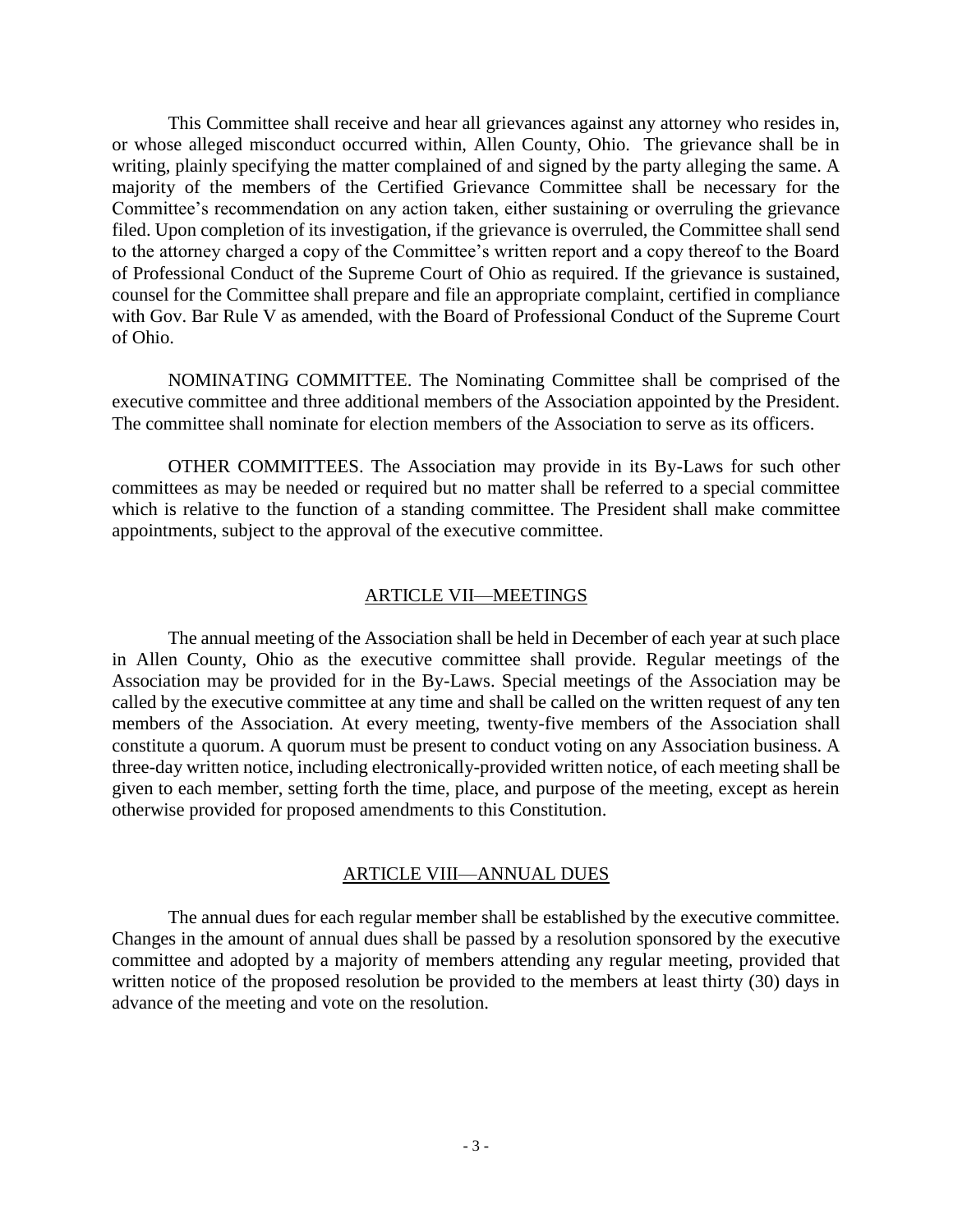This Committee shall receive and hear all grievances against any attorney who resides in, or whose alleged misconduct occurred within, Allen County, Ohio. The grievance shall be in writing, plainly specifying the matter complained of and signed by the party alleging the same. A majority of the members of the Certified Grievance Committee shall be necessary for the Committee's recommendation on any action taken, either sustaining or overruling the grievance filed. Upon completion of its investigation, if the grievance is overruled, the Committee shall send to the attorney charged a copy of the Committee's written report and a copy thereof to the Board of Professional Conduct of the Supreme Court of Ohio as required. If the grievance is sustained, counsel for the Committee shall prepare and file an appropriate complaint, certified in compliance with Gov. Bar Rule V as amended, with the Board of Professional Conduct of the Supreme Court of Ohio.

NOMINATING COMMITTEE. The Nominating Committee shall be comprised of the executive committee and three additional members of the Association appointed by the President. The committee shall nominate for election members of the Association to serve as its officers.

OTHER COMMITTEES. The Association may provide in its By-Laws for such other committees as may be needed or required but no matter shall be referred to a special committee which is relative to the function of a standing committee. The President shall make committee appointments, subject to the approval of the executive committee.

## ARTICLE VII—MEETINGS

The annual meeting of the Association shall be held in December of each year at such place in Allen County, Ohio as the executive committee shall provide. Regular meetings of the Association may be provided for in the By-Laws. Special meetings of the Association may be called by the executive committee at any time and shall be called on the written request of any ten members of the Association. At every meeting, twenty-five members of the Association shall constitute a quorum. A quorum must be present to conduct voting on any Association business. A three-day written notice, including electronically-provided written notice, of each meeting shall be given to each member, setting forth the time, place, and purpose of the meeting, except as herein otherwise provided for proposed amendments to this Constitution.

## ARTICLE VIII—ANNUAL DUES

The annual dues for each regular member shall be established by the executive committee. Changes in the amount of annual dues shall be passed by a resolution sponsored by the executive committee and adopted by a majority of members attending any regular meeting, provided that written notice of the proposed resolution be provided to the members at least thirty (30) days in advance of the meeting and vote on the resolution.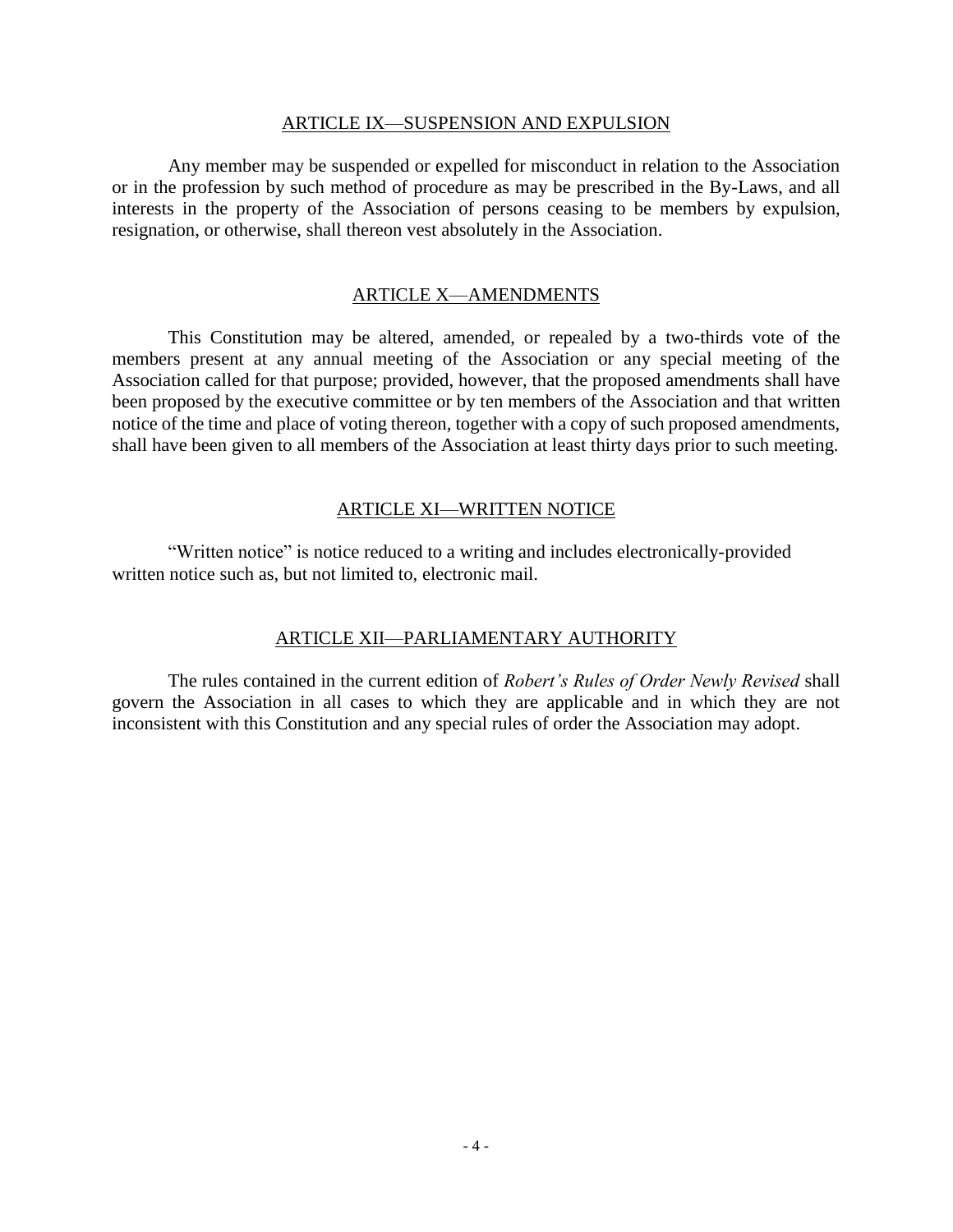## ARTICLE IX—SUSPENSION AND EXPULSION

Any member may be suspended or expelled for misconduct in relation to the Association or in the profession by such method of procedure as may be prescribed in the By-Laws, and all interests in the property of the Association of persons ceasing to be members by expulsion, resignation, or otherwise, shall thereon vest absolutely in the Association.

## ARTICLE X—AMENDMENTS

This Constitution may be altered, amended, or repealed by a two-thirds vote of the members present at any annual meeting of the Association or any special meeting of the Association called for that purpose; provided, however, that the proposed amendments shall have been proposed by the executive committee or by ten members of the Association and that written notice of the time and place of voting thereon, together with a copy of such proposed amendments, shall have been given to all members of the Association at least thirty days prior to such meeting.

## ARTICLE XI—WRITTEN NOTICE

"Written notice" is notice reduced to a writing and includes electronically-provided written notice such as, but not limited to, electronic mail.

## ARTICLE XII—PARLIAMENTARY AUTHORITY

The rules contained in the current edition of *Robert's Rules of Order Newly Revised* shall govern the Association in all cases to which they are applicable and in which they are not inconsistent with this Constitution and any special rules of order the Association may adopt.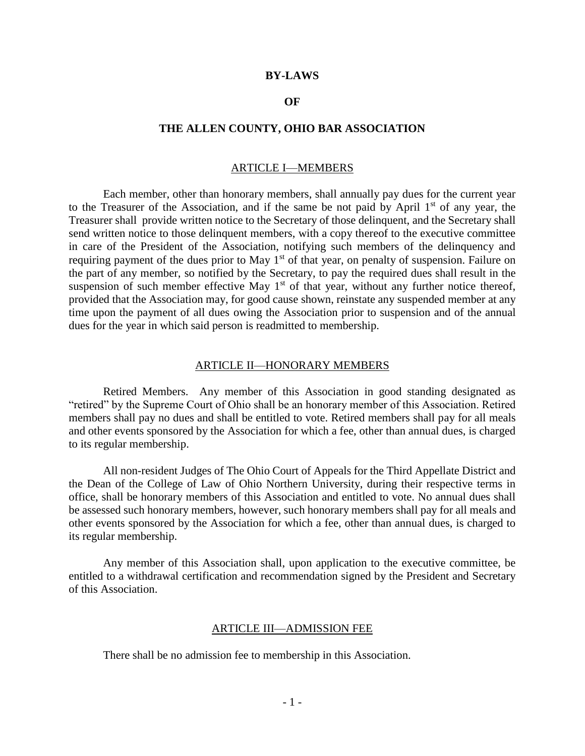**BY-LAWS**

**OF**

**THE ALLEN COUNTY, OHIO BAR ASSOCIATION**

## ARTICLE I—MEMBERS

Each member, other than honorary members, shall annually pay dues for the current year to the Treasurer of the Association, and if the same be not paid by April 1st of any year, the Treasurer shall provide written notice to the Secretary of those delinquent, and the Secretary shall send written notice to those delinquent members, with a copy thereof to the executive committee in care of the President of the Association, notifying such members of the delinquency and requiring payment of the dues prior to May 1st of that year, on penalty of suspension. Failure on the part of any member, so notified by the Secretary, to pay the required dues shall result in the suspension of such member effective May 1st of that year, without any further notice thereof, provided that the Association may, for good cause shown, reinstate any suspended member at any time upon the payment of all dues owing the Association prior to suspension and of the annual dues for the year in which said person is readmitted to membership.

## ARTICLE II—HONORARY MEMBERS

Retired Members. Any member of this Association in good standing designated as "retired" by the Supreme Court of Ohio shall be an honorary member of this Association. Retired members shall pay no dues and shall be entitled to vote. Retired members shall pay for all meals and other events sponsored by the Association for which a fee, other than annual dues, is charged to its regular membership.

All non-resident Judges of The Ohio Court of Appeals for the Third Appellate District and the Dean of the College of Law of Ohio Northern University, during their respective terms in office, shall be honorary members of this Association and entitled to vote. No annual dues shall be assessed such honorary members, however, such honorary members shall pay for all meals and other events sponsored by the Association for which a fee, other than annual dues, is charged to its regular membership.

Any member of this Association shall, upon application to the executive committee, be entitled to a withdrawal certification and recommendation signed by the President and Secretary of this Association.

## ARTICLE III—ADMISSION FEE

There shall be no admission fee to membership in this Association.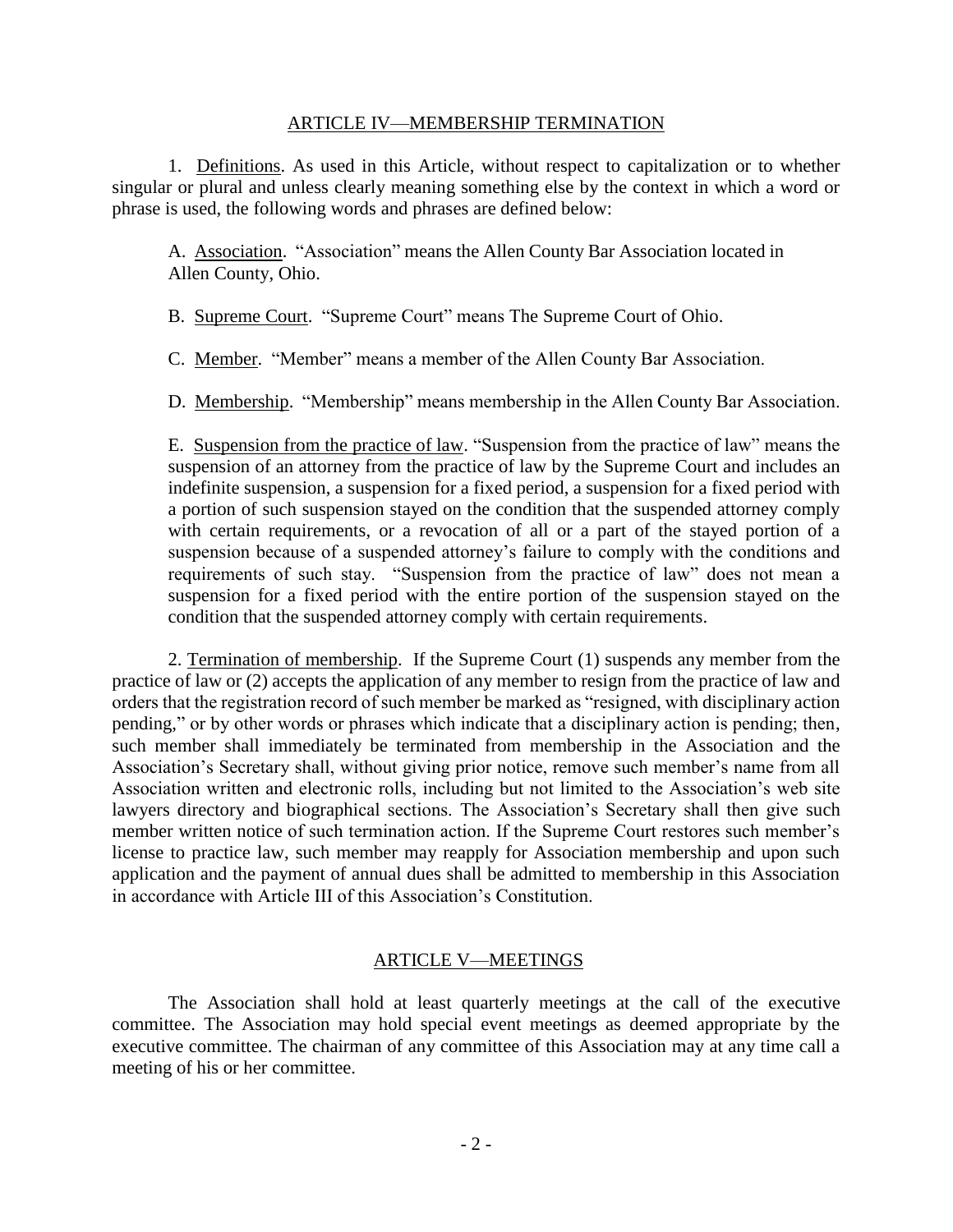## ARTICLE IV—MEMBERSHIP TERMINATION

1. Definitions. As used in this Article, without respect to capitalization or to whether singular or plural and unless clearly meaning something else by the context in which a word or phrase is used, the following words and phrases are defined below:

A. Association. "Association" means the Allen County Bar Association located in Allen County, Ohio.

B. Supreme Court. "Supreme Court" means The Supreme Court of Ohio.

C. Member. "Member" means a member of the Allen County Bar Association.

D. Membership. "Membership" means membership in the Allen County Bar Association.

E. Suspension from the practice of law. "Suspension from the practice of law" means the suspension of an attorney from the practice of law by the Supreme Court and includes an indefinite suspension, a suspension for a fixed period, a suspension for a fixed period with a portion of such suspension stayed on the condition that the suspended attorney comply with certain requirements, or a revocation of all or a part of the stayed portion of a suspension because of a suspended attorney's failure to comply with the conditions and requirements of such stay. "Suspension from the practice of law" does not mean a suspension for a fixed period with the entire portion of the suspension stayed on the condition that the suspended attorney comply with certain requirements.

2. Termination of membership. If the Supreme Court (1) suspends any member from the practice of law or (2) accepts the application of any member to resign from the practice of law and orders that the registration record of such member be marked as "resigned, with disciplinary action pending," or by other words or phrases which indicate that a disciplinary action is pending; then, such member shall immediately be terminated from membership in the Association and the Association's Secretary shall, without giving prior notice, remove such member's name from all Association written and electronic rolls, including but not limited to the Association's web site lawyers directory and biographical sections. The Association's Secretary shall then give such member written notice of such termination action. If the Supreme Court restores such member's license to practice law, such member may reapply for Association membership and upon such application and the payment of annual dues shall be admitted to membership in this Association in accordance with Article III of this Association's Constitution.

## ARTICLE V—MEETINGS

The Association shall hold at least quarterly meetings at the call of the executive committee. The Association may hold special event meetings as deemed appropriate by the executive committee. The chairman of any committee of this Association may at any time call a meeting of his or her committee.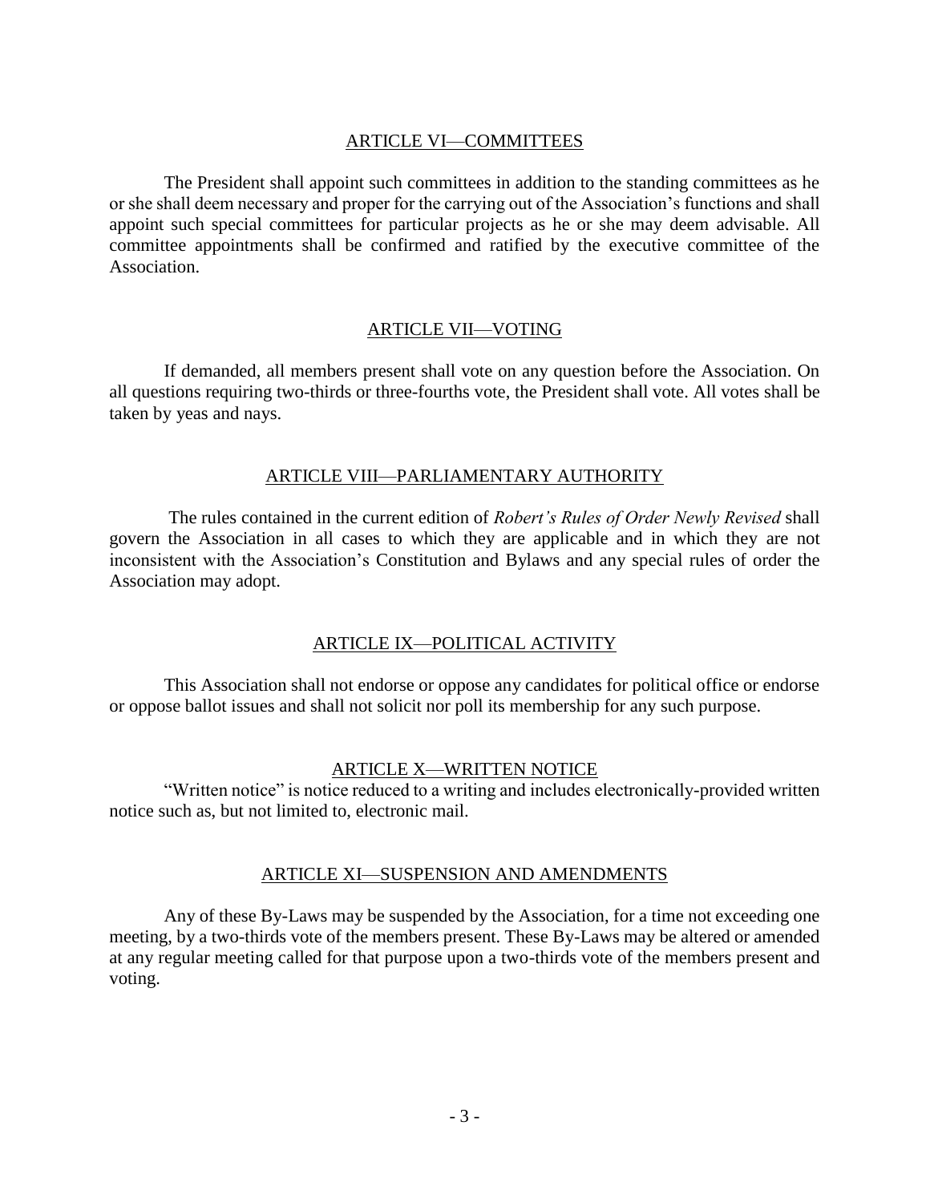## ARTICLE VI—COMMITTEES

The President shall appoint such committees in addition to the standing committees as he or she shall deem necessary and proper for the carrying out of the Association's functions and shall appoint such special committees for particular projects as he or she may deem advisable. All committee appointments shall be confirmed and ratified by the executive committee of the Association.

## ARTICLE VII—VOTING

If demanded, all members present shall vote on any question before the Association. On all questions requiring two-thirds or three-fourths vote, the President shall vote. All votes shall be taken by yeas and nays.

## ARTICLE VIII—PARLIAMENTARY AUTHORITY

The rules contained in the current edition of *Robert's Rules of Order Newly Revised* shall govern the Association in all cases to which they are applicable and in which they are not inconsistent with the Association's Constitution and Bylaws and any special rules of order the Association may adopt.

## ARTICLE IX—POLITICAL ACTIVITY

This Association shall not endorse or oppose any candidates for political office or endorse or oppose ballot issues and shall not solicit nor poll its membership for any such purpose.

## ARTICLE X—WRITTEN NOTICE

"Written notice" is notice reduced to a writing and includes electronically-provided written notice such as, but not limited to, electronic mail.

## ARTICLE XI—SUSPENSION AND AMENDMENTS

Any of these By-Laws may be suspended by the Association, for a time not exceeding one meeting, by a two-thirds vote of the members present. These By-Laws may be altered or amended at any regular meeting called for that purpose upon a two-thirds vote of the members present and voting.